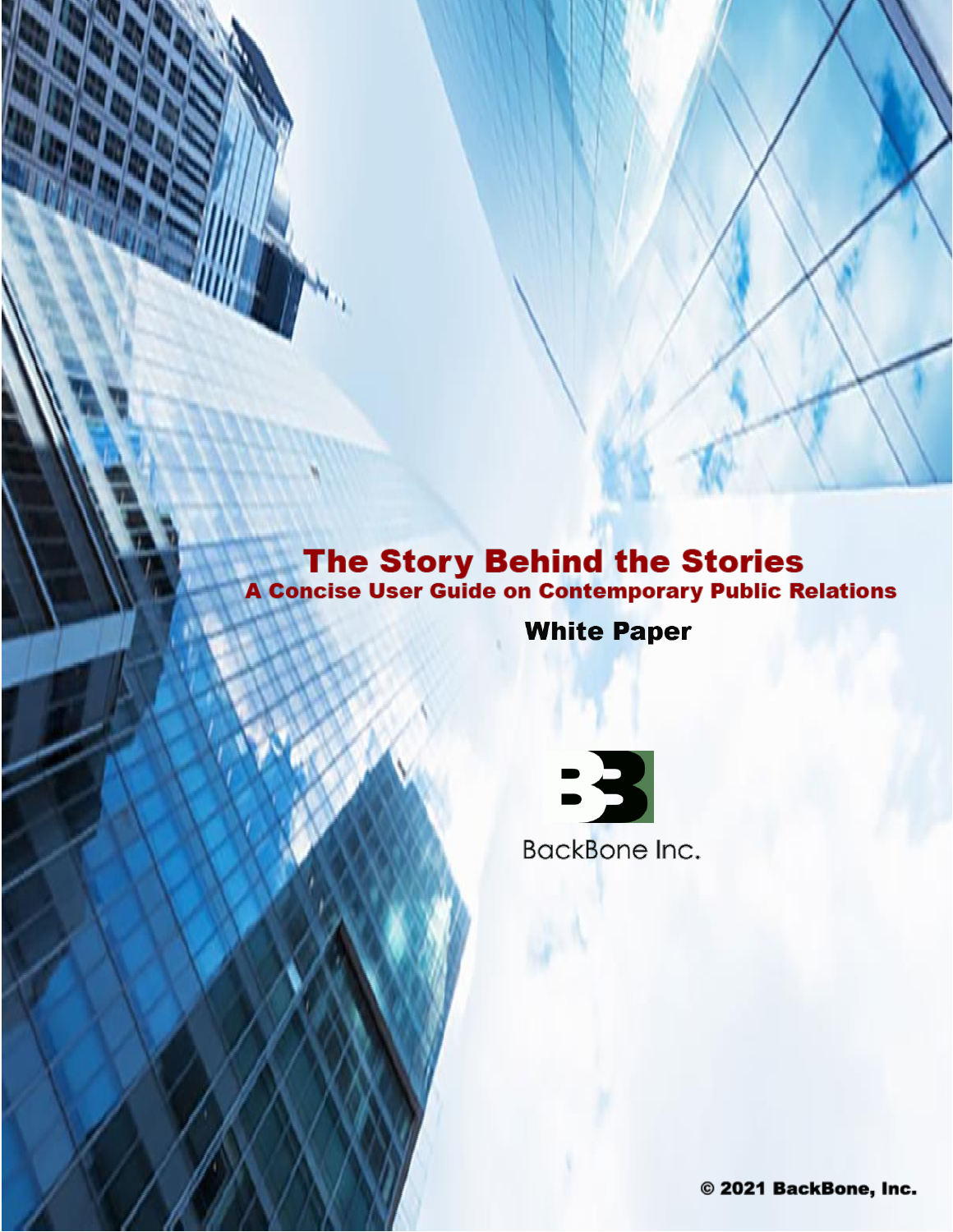# The Story Behind the Stories

## A Concise User Guide on Contemporary Public Relations

### White Paper

BackBone Inc.

© 2021 BackBone, Inc.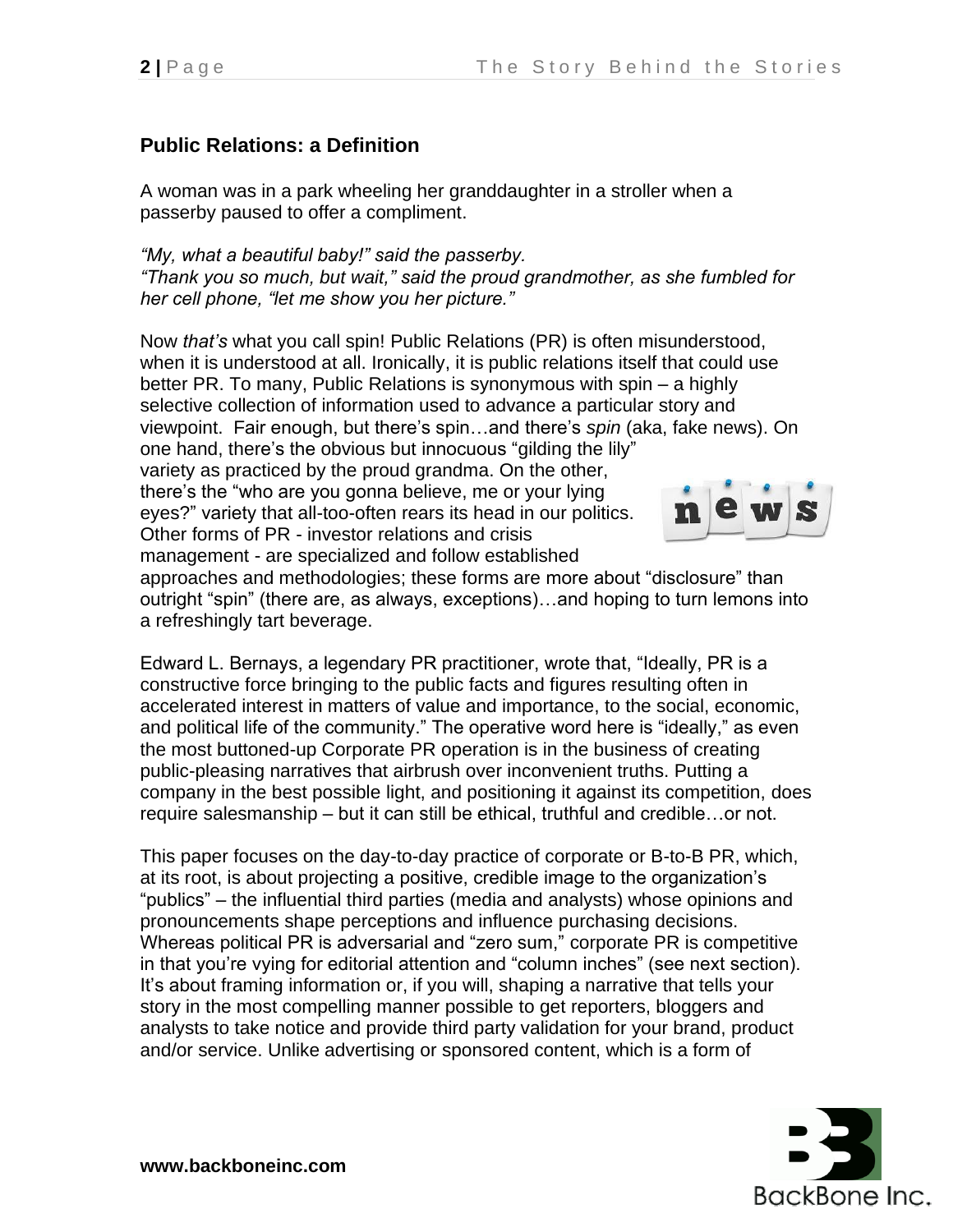## Public Relations: a Definition

A woman was in a park wheeling her granddaughter in a stroller when a passerby paused to offer a compliment.

*"My, what a beautiful baby!" said the passerby.*
*"Thank you so much, but wait," said the proud grandmother, as she fumbled for her cell phone, "let me show you her picture."*

Now *that's* what you call spin! Public Relations (PR) is often misunderstood, when it is understood at all. Ironically, it is public relations itself that could use better PR. To many, Public Relations is synonymous with spin – a highly selective collection of information used to advance a particular story and viewpoint. Fair enough, but there's spin…and there's *spin* (aka, fake news). On one hand, there's the obvious but innocuous "gilding the lily" variety as practiced by the proud grandma. On the other, there's the "who are you gonna believe, me or your lying eyes?" variety that all-too-often rears its head in our politics. Other forms of PR - investor relations and crisis management - are specialized and follow established approaches and methodologies; these forms are more about "disclosure" than outright "spin" (there are, as always, exceptions)…and hoping to turn lemons into a refreshingly tart beverage.

Edward L. Bernays, a legendary PR practitioner, wrote that, "Ideally, PR is a constructive force bringing to the public facts and figures resulting often in accelerated interest in matters of value and importance, to the social, economic, and political life of the community." The operative word here is "ideally," as even the most buttoned-up Corporate PR operation is in the business of creating public-pleasing narratives that airbrush over inconvenient truths. Putting a company in the best possible light, and positioning it against its competition, does require salesmanship – but it can still be ethical, truthful and credible…or not.

This paper focuses on the day-to-day practice of corporate or B-to-B PR, which, at its root, is about projecting a positive, credible image to the organization's "publics" – the influential third parties (media and analysts) whose opinions and pronouncements shape perceptions and influence purchasing decisions. Whereas political PR is adversarial and "zero sum," corporate PR is competitive in that you're vying for editorial attention and "column inches" (see next section). It's about framing information or, if you will, shaping a narrative that tells your story in the most compelling manner possible to get reporters, bloggers and analysts to take notice and provide third party validation for your brand, product and/or service. Unlike advertising or sponsored content, which is a form of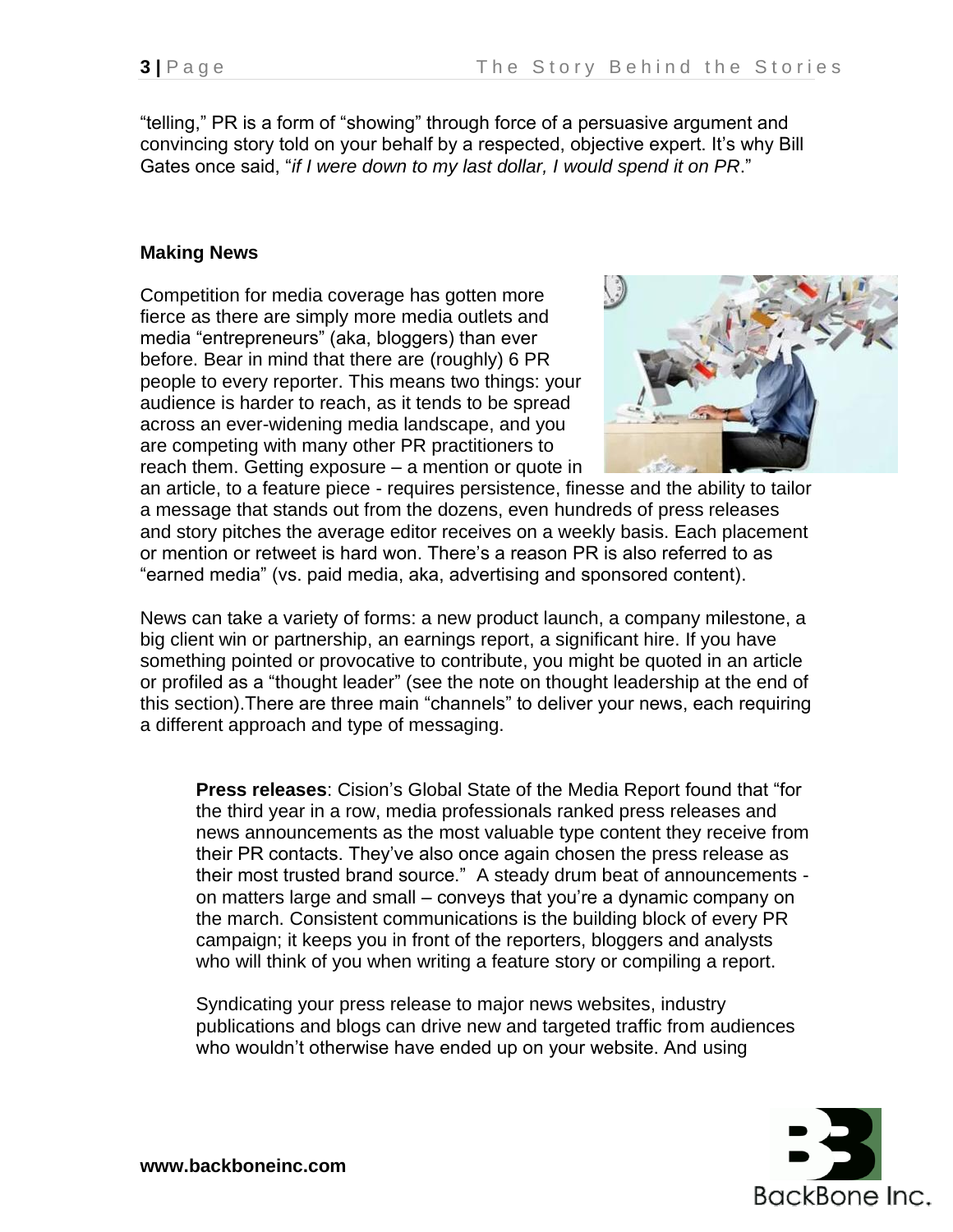"telling," PR is a form of "showing" through force of a persuasive argument and convincing story told on your behalf by a respected, objective expert. It's why Bill Gates once said, "*if I were down to my last dollar, I would spend it on PR*."

**Making News**

Competition for media coverage has gotten more fierce as there are simply more media outlets and media "entrepreneurs" (aka, bloggers) than ever before. Bear in mind that there are (roughly) 6 PR people to every reporter. This means two things: your audience is harder to reach, as it tends to be spread across an ever-widening media landscape, and you are competing with many other PR practitioners to reach them. Getting exposure – a mention or quote in an article, to a feature piece - requires persistence, finesse and the ability to tailor a message that stands out from the dozens, even hundreds of press releases and story pitches the average editor receives on a weekly basis. Each placement or mention or retweet is hard won. There's a reason PR is also referred to as "earned media" (vs. paid media, aka, advertising and sponsored content).

News can take a variety of forms: a new product launch, a company milestone, a big client win or partnership, an earnings report, a significant hire. If you have something pointed or provocative to contribute, you might be quoted in an article or profiled as a "thought leader" (see the note on thought leadership at the end of this section).There are three main "channels" to deliver your news, each requiring a different approach and type of messaging.

**Press releases**: Cision's Global State of the Media Report found that "for the third year in a row, media professionals ranked press releases and news announcements as the most valuable type content they receive from their PR contacts. They've also once again chosen the press release as their most trusted brand source." A steady drum beat of announcements - on matters large and small – conveys that you're a dynamic company on the march. Consistent communications is the building block of every PR campaign; it keeps you in front of the reporters, bloggers and analysts who will think of you when writing a feature story or compiling a report.

Syndicating your press release to major news websites, industry publications and blogs can drive new and targeted traffic from audiences who wouldn't otherwise have ended up on your website. And using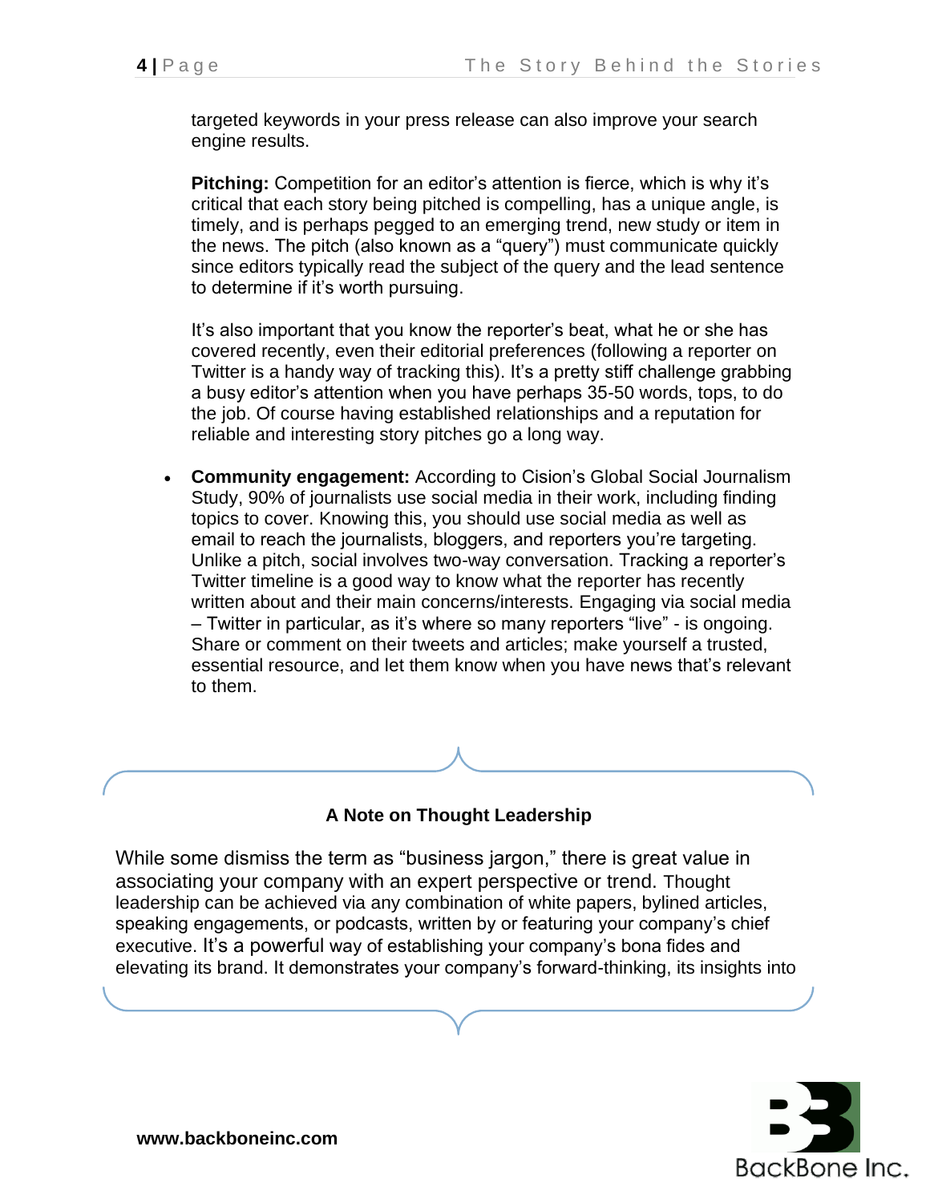targeted keywords in your press release can also improve your search engine results.

**Pitching:** Competition for an editor's attention is fierce, which is why it's critical that each story being pitched is compelling, has a unique angle, is timely, and is perhaps pegged to an emerging trend, new study or item in the news. The pitch (also known as a "query") must communicate quickly since editors typically read the subject of the query and the lead sentence to determine if it's worth pursuing.

It's also important that you know the reporter's beat, what he or she has covered recently, even their editorial preferences (following a reporter on Twitter is a handy way of tracking this). It's a pretty stiff challenge grabbing a busy editor's attention when you have perhaps 35-50 words, tops, to do the job. Of course having established relationships and a reputation for reliable and interesting story pitches go a long way.

- **Community engagement:** According to Cision's Global Social Journalism Study, 90% of journalists use social media in their work, including finding topics to cover. Knowing this, you should use social media as well as email to reach the journalists, bloggers, and reporters you're targeting. Unlike a pitch, social involves two-way conversation. Tracking a reporter's Twitter timeline is a good way to know what the reporter has recently written about and their main concerns/interests. Engaging via social media – Twitter in particular, as it's where so many reporters "live" - is ongoing. Share or comment on their tweets and articles; make yourself a trusted, essential resource, and let them know when you have news that's relevant to them.

**A Note on Thought Leadership**

While some dismiss the term as "business jargon," there is great value in associating your company with an expert perspective or trend. Thought leadership can be achieved via any combination of white papers, bylined articles, speaking engagements, or podcasts, written by or featuring your company's chief executive. It's a powerful way of establishing your company's bona fides and elevating its brand. It demonstrates your company's forward-thinking, its insights into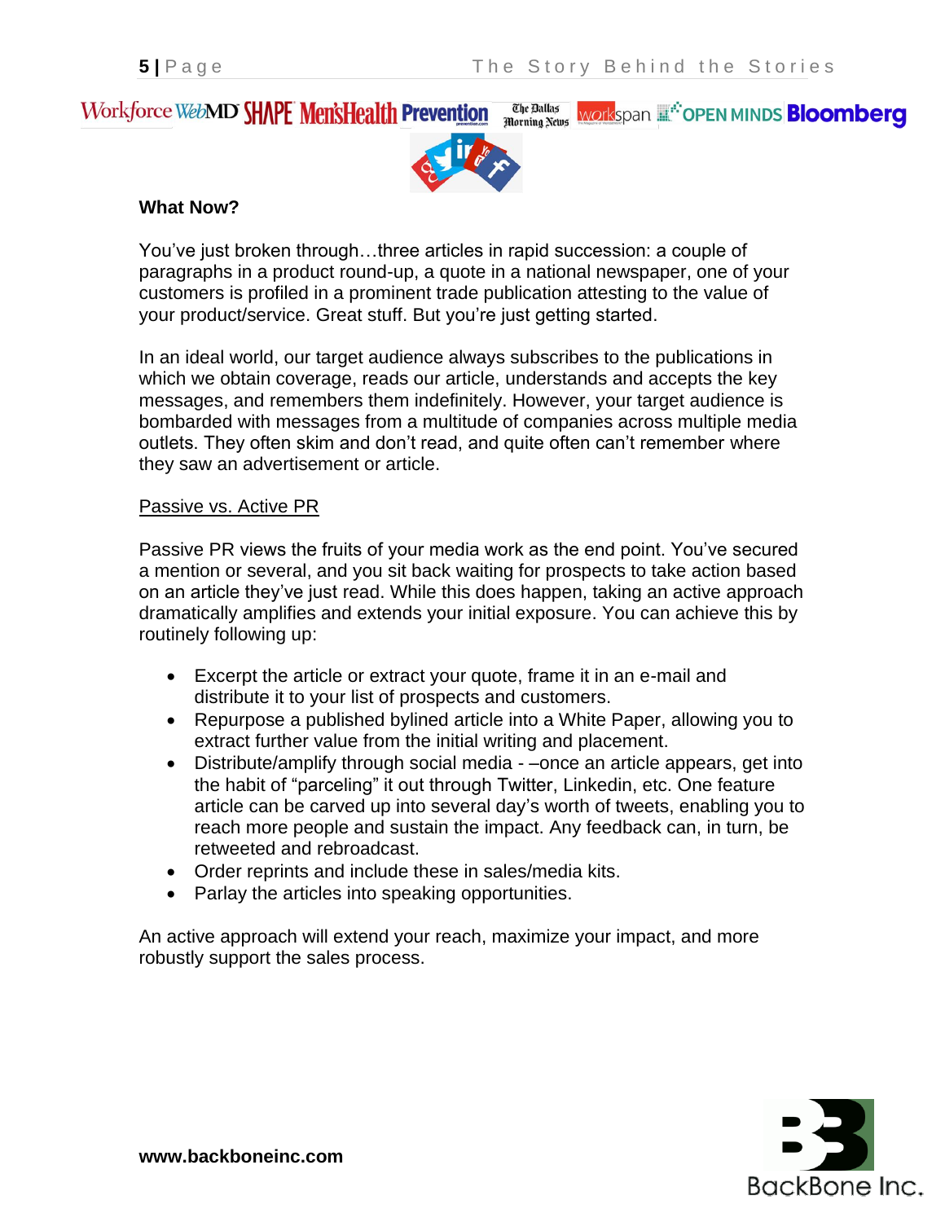### What Now?

You've just broken through…three articles in rapid succession: a couple of paragraphs in a product round-up, a quote in a national newspaper, one of your customers is profiled in a prominent trade publication attesting to the value of your product/service. Great stuff. But you're just getting started.

In an ideal world, our target audience always subscribes to the publications in which we obtain coverage, reads our article, understands and accepts the key messages, and remembers them indefinitely. However, your target audience is bombarded with messages from a multitude of companies across multiple media outlets. They often skim and don't read, and quite often can't remember where they saw an advertisement or article.

Passive vs. Active PR

Passive PR views the fruits of your media work as the end point. You've secured a mention or several, and you sit back waiting for prospects to take action based on an article they've just read. While this does happen, taking an active approach dramatically amplifies and extends your initial exposure. You can achieve this by routinely following up:

- Excerpt the article or extract your quote, frame it in an e-mail and distribute it to your list of prospects and customers.
- Repurpose a published bylined article into a White Paper, allowing you to extract further value from the initial writing and placement.
- Distribute/amplify through social media - –once an article appears, get into the habit of "parceling" it out through Twitter, Linkedin, etc. One feature article can be carved up into several day's worth of tweets, enabling you to reach more people and sustain the impact. Any feedback can, in turn, be retweeted and rebroadcast.
- Order reprints and include these in sales/media kits.
- Parlay the articles into speaking opportunities.

An active approach will extend your reach, maximize your impact, and more robustly support the sales process.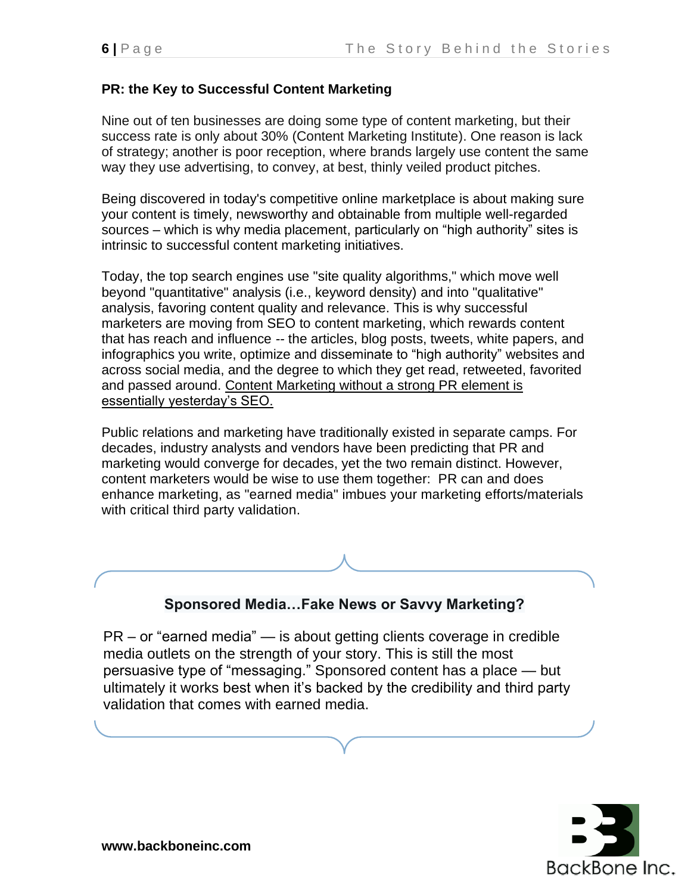## PR: the Key to Successful Content Marketing

Nine out of ten businesses are doing some type of content marketing, but their success rate is only about 30% (Content Marketing Institute). One reason is lack of strategy; another is poor reception, where brands largely use content the same way they use advertising, to convey, at best, thinly veiled product pitches.

Being discovered in today's competitive online marketplace is about making sure your content is timely, newsworthy and obtainable from multiple well-regarded sources – which is why media placement, particularly on "high authority" sites is intrinsic to successful content marketing initiatives.

Today, the top search engines use "site quality algorithms," which move well beyond "quantitative" analysis (i.e., keyword density) and into "qualitative" analysis, favoring content quality and relevance. This is why successful marketers are moving from SEO to content marketing, which rewards content that has reach and influence -- the articles, blog posts, tweets, white papers, and infographics you write, optimize and disseminate to "high authority" websites and across social media, and the degree to which they get read, retweeted, favorited and passed around. <u>Content Marketing without a strong PR element is essentially yesterday's SEO.</u>

Public relations and marketing have traditionally existed in separate camps. For decades, industry analysts and vendors have been predicting that PR and marketing would converge for decades, yet the two remain distinct. However, content marketers would be wise to use them together: PR can and does enhance marketing, as "earned media" imbues your marketing efforts/materials with critical third party validation.

### Sponsored Media…Fake News or Savvy Marketing?

PR – or "earned media" — is about getting clients coverage in credible media outlets on the strength of your story. This is still the most persuasive type of "messaging." Sponsored content has a place — but ultimately it works best when it's backed by the credibility and third party validation that comes with earned media.

**www.backboneinc.com**

BackBone Inc.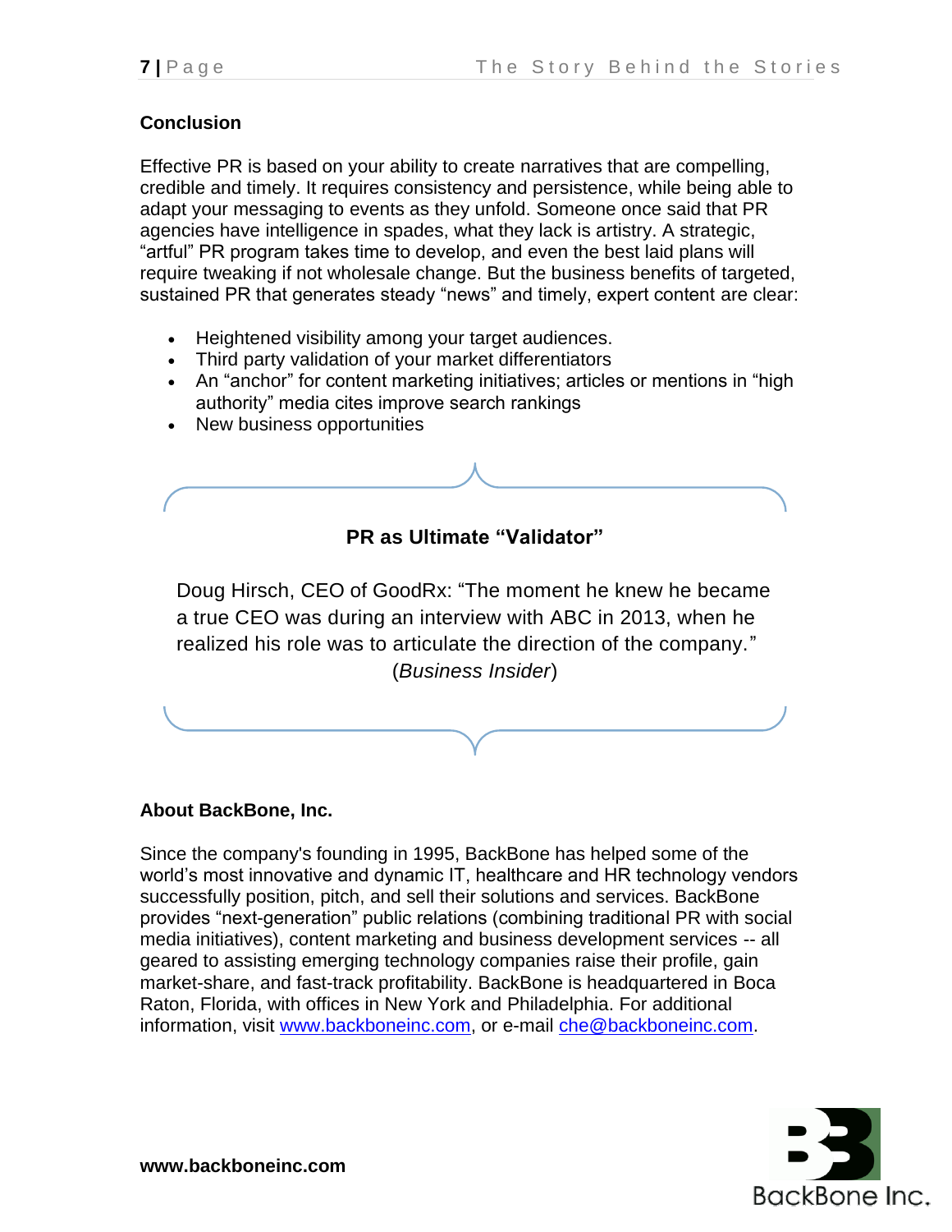## Conclusion

Effective PR is based on your ability to create narratives that are compelling, credible and timely. It requires consistency and persistence, while being able to adapt your messaging to events as they unfold. Someone once said that PR agencies have intelligence in spades, what they lack is artistry. A strategic, "artful" PR program takes time to develop, and even the best laid plans will require tweaking if not wholesale change. But the business benefits of targeted, sustained PR that generates steady "news" and timely, expert content are clear:

- Heightened visibility among your target audiences.
- Third party validation of your market differentiators
- An "anchor" for content marketing initiatives; articles or mentions in "high authority" media cites improve search rankings
- New business opportunities

**PR as Ultimate "Validator"**

Doug Hirsch, CEO of GoodRx: "The moment he knew he became a true CEO was during an interview with ABC in 2013, when he realized his role was to articulate the direction of the company." (*Business Insider*)

## About BackBone, Inc.

Since the company's founding in 1995, BackBone has helped some of the world's most innovative and dynamic IT, healthcare and HR technology vendors successfully position, pitch, and sell their solutions and services. BackBone provides "next-generation" public relations (combining traditional PR with social media initiatives), content marketing and business development services -- all geared to assisting emerging technology companies raise their profile, gain market-share, and fast-track profitability. BackBone is headquartered in Boca Raton, Florida, with offices in New York and Philadelphia. For additional information, visit [www.backboneinc.com](http://www.backboneinc.com), or e-mail [che@backboneinc.com](mailto:che@backboneinc.com).

**www.backboneinc.com**

BackBone Inc.